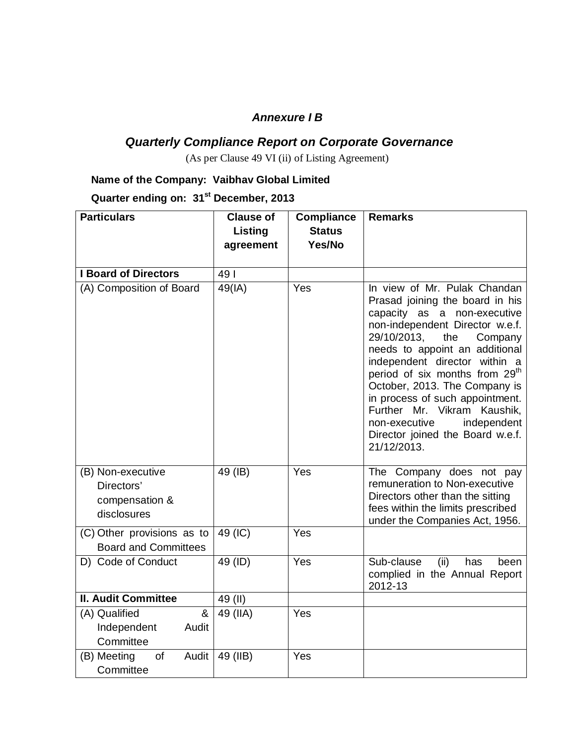***Annexure I B***

## *Quarterly Compliance Report on Corporate Governance*

(As per Clause 49 VI (ii) of Listing Agreement)

**Name of the Company: Vaibhav Global Limited**

**Quarter ending on: 31st December, 2013**

| Particulars | Clause of Listing agreement | Compliance Status Yes/No | Remarks |
|---|---|---|---|
| **I Board of Directors** | 49 I | | |
| (A) Composition of Board | 49(IA) | Yes | In view of Mr. Pulak Chandan Prasad joining the board in his capacity as a non-executive non-independent Director w.e.f. 29/10/2013, the Company needs to appoint an additional independent director within a period of six months from 29th October, 2013. The Company is in process of such appointment. Further Mr. Vikram Kaushik, non-executive independent Director joined the Board w.e.f. 21/12/2013. |
| (B) Non-executive Directors' compensation & disclosures | 49 (IB) | Yes | The Company does not pay remuneration to Non-executive Directors other than the sitting fees within the limits prescribed under the Companies Act, 1956. |
| (C) Other provisions as to Board and Committees | 49 (IC) | Yes | |
| D) Code of Conduct | 49 (ID) | Yes | Sub-clause (ii) has been complied in the Annual Report 2012-13 |
| **II. Audit Committee** | 49 (II) | | |
| (A) Qualified & Independent Audit Committee | 49 (IIA) | Yes | |
| (B) Meeting of Audit Committee | 49 (IIB) | Yes | |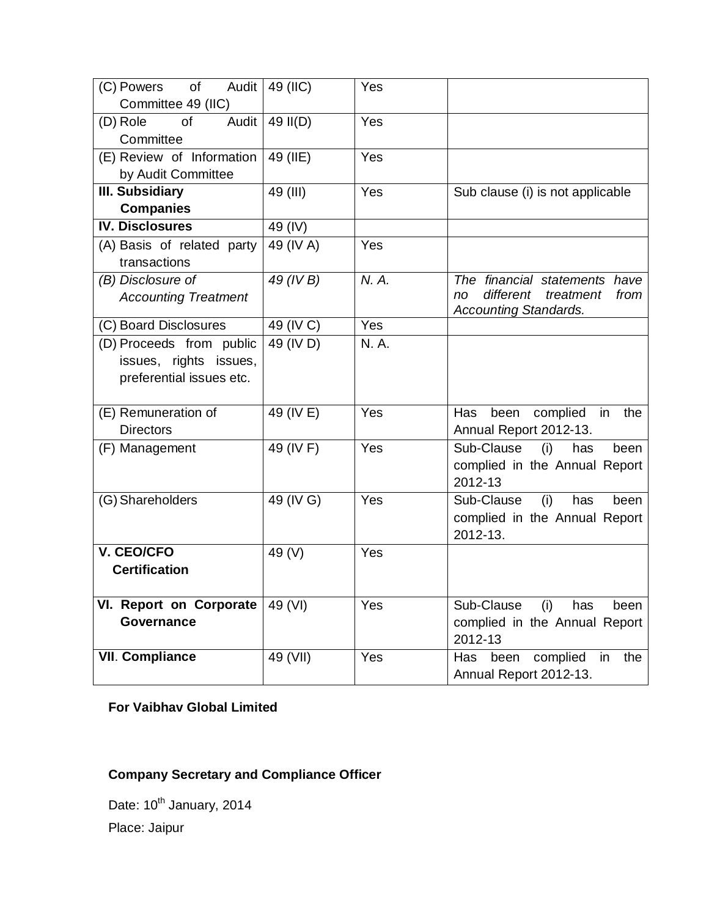| | | | |
|---|---|---|---|
| (C) Powers of Audit Committee 49 (IIC) | 49 (IIC) | Yes | |
| (D) Role of Audit Committee | 49 II(D) | Yes | |
| (E) Review of Information by Audit Committee | 49 (IIE) | Yes | |
| **III. Subsidiary Companies** | 49 (III) | Yes | Sub clause (i) is not applicable |
| **IV. Disclosures** | 49 (IV) | | |
| (A) Basis of related party transactions | 49 (IV A) | Yes | |
| *(B) Disclosure of Accounting Treatment* | *49 (IV B)* | *N. A.* | *The financial statements have no different treatment from Accounting Standards.* |
| (C) Board Disclosures | 49 (IV C) | Yes | |
| (D) Proceeds from public issues, rights issues, preferential issues etc. | 49 (IV D) | N. A. | |
| (E) Remuneration of Directors | 49 (IV E) | Yes | Has been complied in the Annual Report 2012-13. |
| (F) Management | 49 (IV F) | Yes | Sub-Clause (i) has been complied in the Annual Report 2012-13 |
| (G) Shareholders | 49 (IV G) | Yes | Sub-Clause (i) has been complied in the Annual Report 2012-13. |
| **V. CEO/CFO Certification** | 49 (V) | Yes | |
| **VI. Report on Corporate Governance** | 49 (VI) | Yes | Sub-Clause (i) has been complied in the Annual Report 2012-13 |
| **VII. Compliance** | 49 (VII) | Yes | Has been complied in the Annual Report 2012-13. |

**For Vaibhav Global Limited**

**Company Secretary and Compliance Officer**

Date: 10th January, 2014

Place: Jaipur